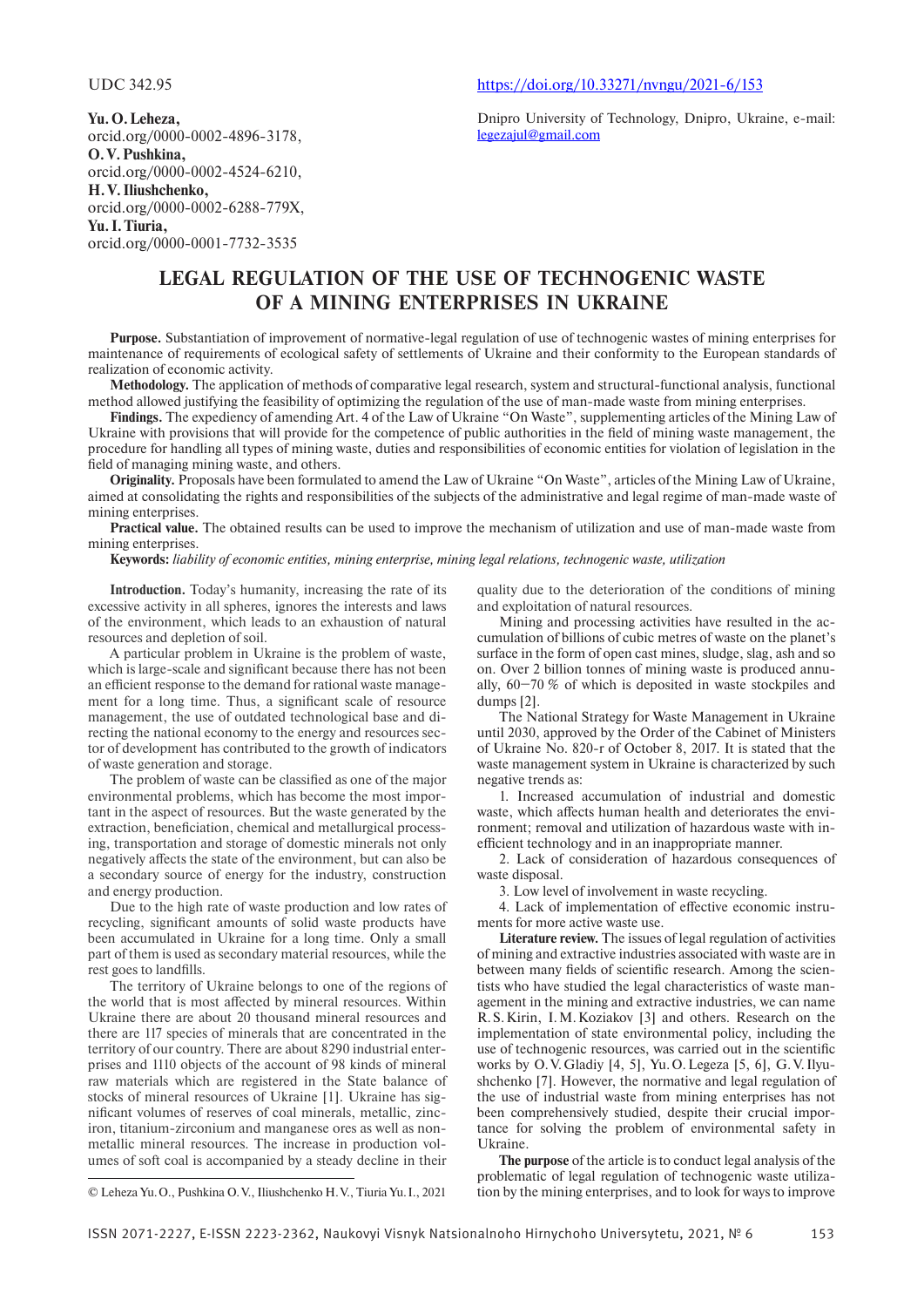UDC 342.95

https://doi.org/10.33271/nvngu/2021-6/153

**Yu. O. Leheza,**
orcid.org/0000-0002-4896-3178,
**O. V. Pushkina,**
orcid.org/0000-0002-4524-6210,
**H. V. Iliushchenko,**
orcid.org/0000-0002-6288-779X,
**Yu. I. Tiuria,**
orcid.org/0000-0001-7732-3535

Dnipro University of Technology, Dnipro, Ukraine, e-mail: legezajul@gmail.com

# LEGAL REGULATION OF THE USE OF TECHNOGENIC WASTE OF A MINING ENTERPRISES IN UKRAINE

**Purpose.** Substantiation of improvement of normative-legal regulation of use of technogenic wastes of mining enterprises for maintenance of requirements of ecological safety of settlements of Ukraine and their conformity to the European standards of realization of economic activity.

**Methodology.** The application of methods of comparative legal research, system and structural-functional analysis, functional method allowed justifying the feasibility of optimizing the regulation of the use of man-made waste from mining enterprises.

**Findings.** The expediency of amending Art. 4 of the Law of Ukraine "On Waste", supplementing articles of the Mining Law of Ukraine with provisions that will provide for the competence of public authorities in the field of mining waste management, the procedure for handling all types of mining waste, duties and responsibilities of economic entities for violation of legislation in the field of managing mining waste, and others.

**Originality.** Proposals have been formulated to amend the Law of Ukraine "On Waste", articles of the Mining Law of Ukraine, aimed at consolidating the rights and responsibilities of the subjects of the administrative and legal regime of man-made waste of mining enterprises.

**Practical value.** The obtained results can be used to improve the mechanism of utilization and use of man-made waste from mining enterprises.

**Keywords:** *liability of economic entities, mining enterprise, mining legal relations, technogenic waste, utilization*

**Introduction.** Today's humanity, increasing the rate of its excessive activity in all spheres, ignores the interests and laws of the environment, which leads to an exhaustion of natural resources and depletion of soil.

A particular problem in Ukraine is the problem of waste, which is large-scale and significant because there has not been an efficient response to the demand for rational waste management for a long time. Thus, a significant scale of resource management, the use of outdated technological base and directing the national economy to the energy and resources sector of development has contributed to the growth of indicators of waste generation and storage.

The problem of waste can be classified as one of the major environmental problems, which has become the most important in the aspect of resources. But the waste generated by the extraction, beneficiation, chemical and metallurgical processing, transportation and storage of domestic minerals not only negatively affects the state of the environment, but can also be a secondary source of energy for the industry, construction and energy production.

Due to the high rate of waste production and low rates of recycling, significant amounts of solid waste products have been accumulated in Ukraine for a long time. Only a small part of them is used as secondary material resources, while the rest goes to landfills.

The territory of Ukraine belongs to one of the regions of the world that is most affected by mineral resources. Within Ukraine there are about 20 thousand mineral resources and there are 117 species of minerals that are concentrated in the territory of our country. There are about 8290 industrial enterprises and 1110 objects of the account of 98 kinds of mineral raw materials which are registered in the State balance of stocks of mineral resources of Ukraine [1]. Ukraine has significant volumes of reserves of coal minerals, metallic, zinc-iron, titanium-zirconium and manganese ores as well as non-metallic mineral resources. The increase in production volumes of soft coal is accompanied by a steady decline in their quality due to the deterioration of the conditions of mining and exploitation of natural resources.

Mining and processing activities have resulted in the accumulation of billions of cubic metres of waste on the planet's surface in the form of open cast mines, sludge, slag, ash and so on. Over 2 billion tonnes of mining waste is produced annually, 60–70 % of which is deposited in waste stockpiles and dumps [2].

The National Strategy for Waste Management in Ukraine until 2030, approved by the Order of the Cabinet of Ministers of Ukraine No. 820-r of October 8, 2017. It is stated that the waste management system in Ukraine is characterized by such negative trends as:

1. Increased accumulation of industrial and domestic waste, which affects human health and deteriorates the environment; removal and utilization of hazardous waste with inefficient technology and in an inappropriate manner.

2. Lack of consideration of hazardous consequences of waste disposal.

3. Low level of involvement in waste recycling.

4. Lack of implementation of effective economic instruments for more active waste use.

**Literature review.** The issues of legal regulation of activities of mining and extractive industries associated with waste are in between many fields of scientific research. Among the scientists who have studied the legal characteristics of waste management in the mining and extractive industries, we can name R. S. Kirin, I. M. Koziakov [3] and others. Research on the implementation of state environmental policy, including the use of technogenic resources, was carried out in the scientific works by O. V. Gladiy [4, 5], Yu. O. Legeza [5, 6], G. V. Ilyushchenko [7]. However, the normative and legal regulation of the use of industrial waste from mining enterprises has not been comprehensively studied, despite their crucial importance for solving the problem of environmental safety in Ukraine.

**The purpose** of the article is to conduct legal analysis of the problematic of legal regulation of technogenic waste utilization by the mining enterprises, and to look for ways to improve

© Leheza Yu. O., Pushkina O. V., Iliushchenko H. V., Tiuria Yu. I., 2021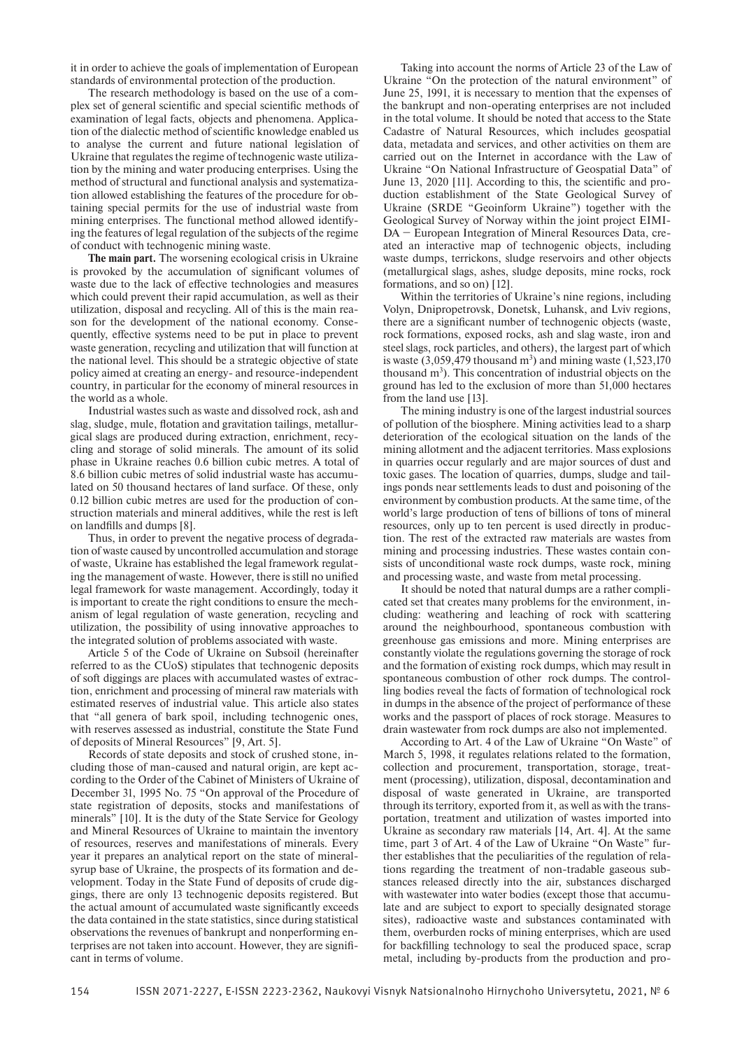it in order to achieve the goals of implementation of European standards of environmental protection of the production.

The research methodology is based on the use of a complex set of general scientific and special scientific methods of examination of legal facts, objects and phenomena. Application of the dialectic method of scientific knowledge enabled us to analyse the current and future national legislation of Ukraine that regulates the regime of technogenic waste utilization by the mining and water producing enterprises. Using the method of structural and functional analysis and systematization allowed establishing the features of the procedure for obtaining special permits for the use of industrial waste from mining enterprises. The functional method allowed identifying the features of legal regulation of the subjects of the regime of conduct with technogenic mining waste.

**The main part.** The worsening ecological crisis in Ukraine is provoked by the accumulation of significant volumes of waste due to the lack of effective technologies and measures which could prevent their rapid accumulation, as well as their utilization, disposal and recycling. All of this is the main reason for the development of the national economy. Consequently, effective systems need to be put in place to prevent waste generation, recycling and utilization that will function at the national level. This should be a strategic objective of state policy aimed at creating an energy- and resource-independent country, in particular for the economy of mineral resources in the world as a whole.

Industrial wastes such as waste and dissolved rock, ash and slag, sludge, mule, flotation and gravitation tailings, metallurgical slags are produced during extraction, enrichment, recycling and storage of solid minerals. The amount of its solid phase in Ukraine reaches 0.6 billion cubic metres. A total of 8.6 billion cubic metres of solid industrial waste has accumulated on 50 thousand hectares of land surface. Of these, only 0.12 billion cubic metres are used for the production of construction materials and mineral additives, while the rest is left on landfills and dumps [8].

Thus, in order to prevent the negative process of degradation of waste caused by uncontrolled accumulation and storage of waste, Ukraine has established the legal framework regulating the management of waste. However, there is still no unified legal framework for waste management. Accordingly, today it is important to create the right conditions to ensure the mechanism of legal regulation of waste generation, recycling and utilization, the possibility of using innovative approaches to the integrated solution of problems associated with waste.

Article 5 of the Code of Ukraine on Subsoil (hereinafter referred to as the CUoS) stipulates that technogenic deposits of soft diggings are places with accumulated wastes of extraction, enrichment and processing of mineral raw materials with estimated reserves of industrial value. This article also states that "all genera of bark spoil, including technogenic ones, with reserves assessed as industrial, constitute the State Fund of deposits of Mineral Resources" [9, Art. 5].

Records of state deposits and stock of crushed stone, including those of man-caused and natural origin, are kept according to the Order of the Cabinet of Ministers of Ukraine of December 31, 1995 No. 75 "On approval of the Procedure of state registration of deposits, stocks and manifestations of minerals" [10]. It is the duty of the State Service for Geology and Mineral Resources of Ukraine to maintain the inventory of resources, reserves and manifestations of minerals. Every year it prepares an analytical report on the state of mineral-syrup base of Ukraine, the prospects of its formation and development. Today in the State Fund of deposits of crude diggings, there are only 13 technogenic deposits registered. But the actual amount of accumulated waste significantly exceeds the data contained in the state statistics, since during statistical observations the revenues of bankrupt and nonperforming enterprises are not taken into account. However, they are significant in terms of volume.

Taking into account the norms of Article 23 of the Law of Ukraine "On the protection of the natural environment" of June 25, 1991, it is necessary to mention that the expenses of the bankrupt and non-operating enterprises are not included in the total volume. It should be noted that access to the State Cadastre of Natural Resources, which includes geospatial data, metadata and services, and other activities on them are carried out on the Internet in accordance with the Law of Ukraine "On National Infrastructure of Geospatial Data" of June 13, 2020 [11]. According to this, the scientific and production establishment of the State Geological Survey of Ukraine (SRDE "Geoinform Ukraine") together with the Geological Survey of Norway within the joint project EIMIDA – European Integration of Mineral Resources Data, created an interactive map of technogenic objects, including waste dumps, terrickons, sludge reservoirs and other objects (metallurgical slags, ashes, sludge deposits, mine rocks, rock formations, and so on) [12].

Within the territories of Ukraine's nine regions, including Volyn, Dnipropetrovsk, Donetsk, Luhansk, and Lviv regions, there are a significant number of technogenic objects (waste, rock formations, exposed rocks, ash and slag waste, iron and steel slags, rock particles, and others), the largest part of which is waste (3,059,479 thousand $m^3$) and mining waste (1,523,170 thousand $m^3$). This concentration of industrial objects on the ground has led to the exclusion of more than 51,000 hectares from the land use [13].

The mining industry is one of the largest industrial sources of pollution of the biosphere. Mining activities lead to a sharp deterioration of the ecological situation on the lands of the mining allotment and the adjacent territories. Mass explosions in quarries occur regularly and are major sources of dust and toxic gases. The location of quarries, dumps, sludge and tailings ponds near settlements leads to dust and poisoning of the environment by combustion products. At the same time, of the world's large production of tens of billions of tons of mineral resources, only up to ten percent is used directly in production. The rest of the extracted raw materials are wastes from mining and processing industries. These wastes contain consists of unconditional waste rock dumps, waste rock, mining and processing waste, and waste from metal processing.

It should be noted that natural dumps are a rather complicated set that creates many problems for the environment, including: weathering and leaching of rock with scattering around the neighbourhood, spontaneous combustion with greenhouse gas emissions and more. Mining enterprises are constantly violate the regulations governing the storage of rock and the formation of existing rock dumps, which may result in spontaneous combustion of other rock dumps. The controlling bodies reveal the facts of formation of technological rock in dumps in the absence of the project of performance of these works and the passport of places of rock storage. Measures to drain wastewater from rock dumps are also not implemented.

According to Art. 4 of the Law of Ukraine "On Waste" of March 5, 1998, it regulates relations related to the formation, collection and procurement, transportation, storage, treatment (processing), utilization, disposal, decontamination and disposal of waste generated in Ukraine, are transported through its territory, exported from it, as well as with the transportation, treatment and utilization of wastes imported into Ukraine as secondary raw materials [14, Art. 4]. At the same time, part 3 of Art. 4 of the Law of Ukraine "On Waste" further establishes that the peculiarities of the regulation of relations regarding the treatment of non-tradable gaseous substances released directly into the air, substances discharged with wastewater into water bodies (except those that accumulate and are subject to export to specially designated storage sites), radioactive waste and substances contaminated with them, overburden rocks of mining enterprises, which are used for backfilling technology to seal the produced space, scrap metal, including by-products from the production and pro-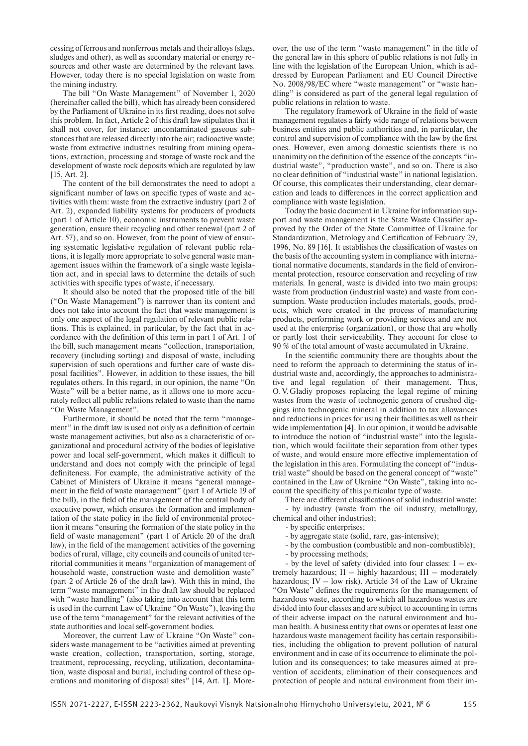cessing of ferrous and nonferrous metals and their alloys (slags, sludges and other), as well as secondary material or energy resources and other waste are determined by the relevant laws. However, today there is no special legislation on waste from the mining industry.

The bill "On Waste Management" of November 1, 2020 (hereinafter called the bill), which has already been considered by the Parliament of Ukraine in its first reading, does not solve this problem. In fact, Article 2 of this draft law stipulates that it shall not cover, for instance: uncontaminated gaseous substances that are released directly into the air; radioactive waste; waste from extractive industries resulting from mining operations, extraction, processing and storage of waste rock and the development of waste rock deposits which are regulated by law [15, Art. 2].

The content of the bill demonstrates the need to adopt a significant number of laws on specific types of waste and activities with them: waste from the extractive industry (part 2 of Art. 2), expanded liability systems for producers of products (part 1 of Article 10), economic instruments to prevent waste generation, ensure their recycling and other renewal (part 2 of Art. 57), and so on. However, from the point of view of ensuring systematic legislative regulation of relevant public relations, it is legally more appropriate to solve general waste management issues within the framework of a single waste legislation act, and in special laws to determine the details of such activities with specific types of waste, if necessary.

It should also be noted that the proposed title of the bill ("On Waste Management") is narrower than its content and does not take into account the fact that waste management is only one aspect of the legal regulation of relevant public relations. This is explained, in particular, by the fact that in accordance with the definition of this term in part 1 of Art. 1 of the bill, such management means "collection, transportation, recovery (including sorting) and disposal of waste, including supervision of such operations and further care of waste disposal facilities". However, in addition to these issues, the bill regulates others. In this regard, in our opinion, the name "On Waste" will be a better name, as it allows one to more accurately reflect all public relations related to waste than the name "On Waste Management".

Furthermore, it should be noted that the term "management" in the draft law is used not only as a definition of certain waste management activities, but also as a characteristic of organizational and procedural activity of the bodies of legislative power and local self-government, which makes it difficult to understand and does not comply with the principle of legal definiteness. For example, the administrative activity of the Cabinet of Ministers of Ukraine it means "general management in the field of waste management" (part 1 of Article 19 of the bill), in the field of the management of the central body of executive power, which ensures the formation and implementation of the state policy in the field of environmental protection it means "ensuring the formation of the state policy in the field of waste management" (part 1 of Article 20 of the draft law), in the field of the management activities of the governing bodies of rural, village, city councils and councils of united territorial communities it means "organization of management of household waste, construction waste and demolition waste" (part 2 of Article 26 of the draft law). With this in mind, the term "waste management" in the draft law should be replaced with "waste handling" (also taking into account that this term is used in the current Law of Ukraine "On Waste"), leaving the use of the term "management" for the relevant activities of the state authorities and local self-government bodies.

Moreover, the current Law of Ukraine "On Waste" considers waste management to be "activities aimed at preventing waste creation, collection, transportation, sorting, storage, treatment, reprocessing, recycling, utilization, decontamination, waste disposal and burial, including control of these operations and monitoring of disposal sites" [14, Art. 1]. Moreover, the use of the term "waste management" in the title of the general law in this sphere of public relations is not fully in line with the legislation of the European Union, which is addressed by European Parliament and EU Council Directive No. 2008/98/EC where "waste management" or "waste handling" is considered as part of the general legal regulation of public relations in relation to waste.

The regulatory framework of Ukraine in the field of waste management regulates a fairly wide range of relations between business entities and public authorities and, in particular, the control and supervision of compliance with the law by the first ones. However, even among domestic scientists there is no unanimity on the definition of the essence of the concepts "industrial waste", "production waste", and so on. There is also no clear definition of "industrial waste" in national legislation. Of course, this complicates their understanding, clear demarcation and leads to differences in the correct application and compliance with waste legislation.

Today the basic document in Ukraine for information support and waste management is the State Waste Classifier approved by the Order of the State Committee of Ukraine for Standardization, Metrology and Certification of February 29, 1996, No. 89 [16]. It establishes the classification of wastes on the basis of the accounting system in compliance with international normative documents, standards in the field of environmental protection, resource conservation and recycling of raw materials. In general, waste is divided into two main groups: waste from production (industrial waste) and waste from consumption. Waste production includes materials, goods, products, which were created in the process of manufacturing products, performing work or providing services and are not used at the enterprise (organization), or those that are wholly or partly lost their serviceability. They account for close to 90 % of the total amount of waste accumulated in Ukraine.

In the scientific community there are thoughts about the need to reform the approach to determining the status of industrial waste and, accordingly, the approaches to administrative and legal regulation of their management. Thus, O. V. Gladiy proposes replacing the legal regime of mining wastes from the waste of technogenic genera of crushed diggings into technogenic mineral in addition to tax allowances and reductions in prices for using their facilities as well as their wide implementation [4]. In our opinion, it would be advisable to introduce the notion of "industrial waste" into the legislation, which would facilitate their separation from other types of waste, and would ensure more effective implementation of the legislation in this area. Formulating the concept of "industrial waste" should be based on the general concept of "waste" contained in the Law of Ukraine "On Waste", taking into account the specificity of this particular type of waste.

There are different classifications of solid industrial waste:

- by industry (waste from the oil industry, metallurgy, chemical and other industries);
- by specific enterprises;
- by aggregate state (solid, rare, gas-intensive);
- by the combustion (combustible and non-combustible);
- by processing methods;
- by the level of safety (divided into four classes: I – extremely hazardous; II – highly hazardous; III – moderately hazardous; IV – low risk). Article 34 of the Law of Ukraine "On Waste" defines the requirements for the management of hazardous waste, according to which all hazardous wastes are divided into four classes and are subject to accounting in terms of their adverse impact on the natural environment and human health. A business entity that owns or operates at least one hazardous waste management facility has certain responsibilities, including the obligation to prevent pollution of natural environment and in case of its occurrence to eliminate the pollution and its consequences; to take measures aimed at prevention of accidents, elimination of their consequences and protection of people and natural environment from their im-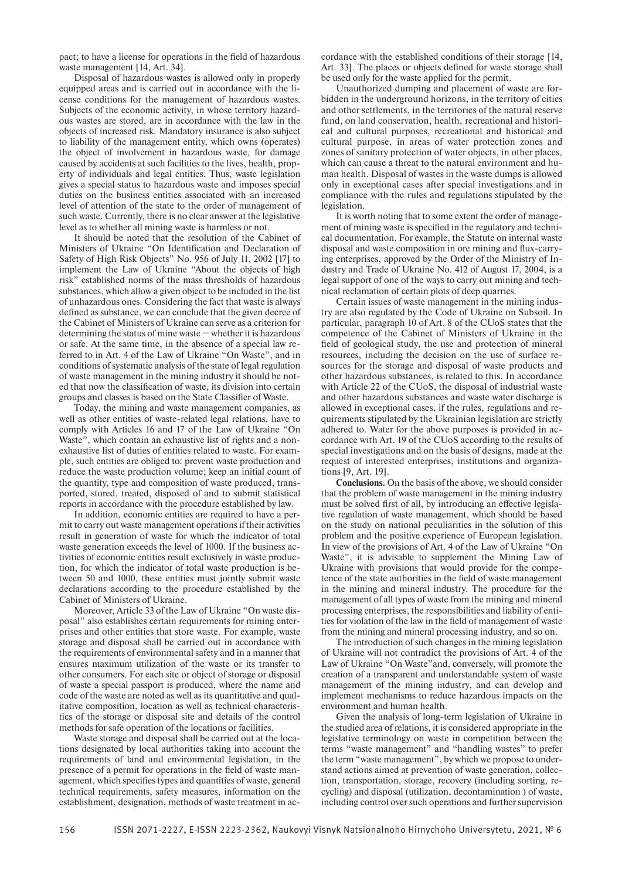pact; to have a license for operations in the field of hazardous waste management [14, Art. 34].

Disposal of hazardous wastes is allowed only in properly equipped areas and is carried out in accordance with the license conditions for the management of hazardous wastes. Subjects of the economic activity, in whose territory hazardous wastes are stored, are in accordance with the law in the objects of increased risk. Mandatory insurance is also subject to liability of the management entity, which owns (operates) the object of involvement in hazardous waste, for damage caused by accidents at such facilities to the lives, health, property of individuals and legal entities. Thus, waste legislation gives a special status to hazardous waste and imposes special duties on the business entities associated with an increased level of attention of the state to the order of management of such waste. Currently, there is no clear answer at the legislative level as to whether all mining waste is harmless or not.

It should be noted that the resolution of the Cabinet of Ministers of Ukraine "On Identification and Declaration of Safety of High Risk Objects" No. 956 of July 11, 2002 [17] to implement the Law of Ukraine "About the objects of high risk" established norms of the mass thresholds of hazardous substances, which allow a given object to be included in the list of unhazardous ones. Considering the fact that waste is always defined as substance, we can conclude that the given decree of the Cabinet of Ministers of Ukraine can serve as a criterion for determining the status of mine waste – whether it is hazardous or safe. At the same time, in the absence of a special law referred to in Art. 4 of the Law of Ukraine "On Waste", and in conditions of systematic analysis of the state of legal regulation of waste management in the mining industry it should be noted that now the classification of waste, its division into certain groups and classes is based on the State Classifier of Waste.

Today, the mining and waste management companies, as well as other entities of waste-related legal relations, have to comply with Articles 16 and 17 of the Law of Ukraine "On Waste", which contain an exhaustive list of rights and a non-exhaustive list of duties of entities related to waste. For example, such entities are obliged to: prevent waste production and reduce the waste production volume; keep an initial count of the quantity, type and composition of waste produced, transported, stored, treated, disposed of and to submit statistical reports in accordance with the procedure established by law.

In addition, economic entities are required to have a permit to carry out waste management operations if their activities result in generation of waste for which the indicator of total waste generation exceeds the level of 1000. If the business activities of economic entities result exclusively in waste production, for which the indicator of total waste production is between 50 and 1000, these entities must jointly submit waste declarations according to the procedure established by the Cabinet of Ministers of Ukraine.

Moreover, Article 33 of the Law of Ukraine "On waste disposal" also establishes certain requirements for mining enterprises and other entities that store waste. For example, waste storage and disposal shall be carried out in accordance with the requirements of environmental safety and in a manner that ensures maximum utilization of the waste or its transfer to other consumers. For each site or object of storage or disposal of waste a special passport is produced, where the name and code of the waste are noted as well as its quantitative and qualitative composition, location as well as technical characteristics of the storage or disposal site and details of the control methods for safe operation of the locations or facilities.

Waste storage and disposal shall be carried out at the locations designated by local authorities taking into account the requirements of land and environmental legislation, in the presence of a permit for operations in the field of waste management, which specifies types and quantities of waste, general technical requirements, safety measures, information on the establishment, designation, methods of waste treatment in accordance with the established conditions of their storage [14, Art. 33]. The places or objects defined for waste storage shall be used only for the waste applied for the permit.

Unauthorized dumping and placement of waste are forbidden in the underground horizons, in the territory of cities and other settlements, in the territories of the natural reserve fund, on land conservation, health, recreational and historical and cultural purposes, recreational and historical and cultural purpose, in areas of water protection zones and zones of sanitary protection of water objects, in other places, which can cause a threat to the natural environment and human health. Disposal of wastes in the waste dumps is allowed only in exceptional cases after special investigations and in compliance with the rules and regulations stipulated by the legislation.

It is worth noting that to some extent the order of management of mining waste is specified in the regulatory and technical documentation. For example, the Statute on internal waste disposal and waste composition in ore mining and flux-carrying enterprises, approved by the Order of the Ministry of Industry and Trade of Ukraine No. 412 of August 17, 2004, is a legal support of one of the ways to carry out mining and technical reclamation of certain plots of deep quarries.

Certain issues of waste management in the mining industry are also regulated by the Code of Ukraine on Subsoil. In particular, paragraph 10 of Art. 8 of the CUoS states that the competence of the Cabinet of Ministers of Ukraine in the field of geological study, the use and protection of mineral resources, including the decision on the use of surface resources for the storage and disposal of waste products and other hazardous substances, is related to this. In accordance with Article 22 of the CUoS, the disposal of industrial waste and other hazardous substances and waste water discharge is allowed in exceptional cases, if the rules, regulations and requirements stipulated by the Ukrainian legislation are strictly adhered to. Water for the above purposes is provided in accordance with Art. 19 of the CUoS according to the results of special investigations and on the basis of designs, made at the request of interested enterprises, institutions and organizations [9, Art. 19].

**Conclusions.** On the basis of the above, we should consider that the problem of waste management in the mining industry must be solved first of all, by introducing an effective legislative regulation of waste management, which should be based on the study on national peculiarities in the solution of this problem and the positive experience of European legislation. In view of the provisions of Art. 4 of the Law of Ukraine "On Waste", it is advisable to supplement the Mining Law of Ukraine with provisions that would provide for the competence of the state authorities in the field of waste management in the mining and mineral industry. The procedure for the management of all types of waste from the mining and mineral processing enterprises, the responsibilities and liability of entities for violation of the law in the field of management of waste from the mining and mineral processing industry, and so on.

The introduction of such changes in the mining legislation of Ukraine will not contradict the provisions of Art. 4 of the Law of Ukraine "On Waste"and, conversely, will promote the creation of a transparent and understandable system of waste management of the mining industry, and can develop and implement mechanisms to reduce hazardous impacts on the environment and human health.

Given the analysis of long-term legislation of Ukraine in the studied area of relations, it is considered appropriate in the legislative terminology on waste in competition between the terms "waste management" and "handling wastes" to prefer the term "waste management", by which we propose to understand actions aimed at prevention of waste generation, collection, transportation, storage, recovery (including sorting, recycling) and disposal (utilization, decontamination ) of waste, including control over such operations and further supervision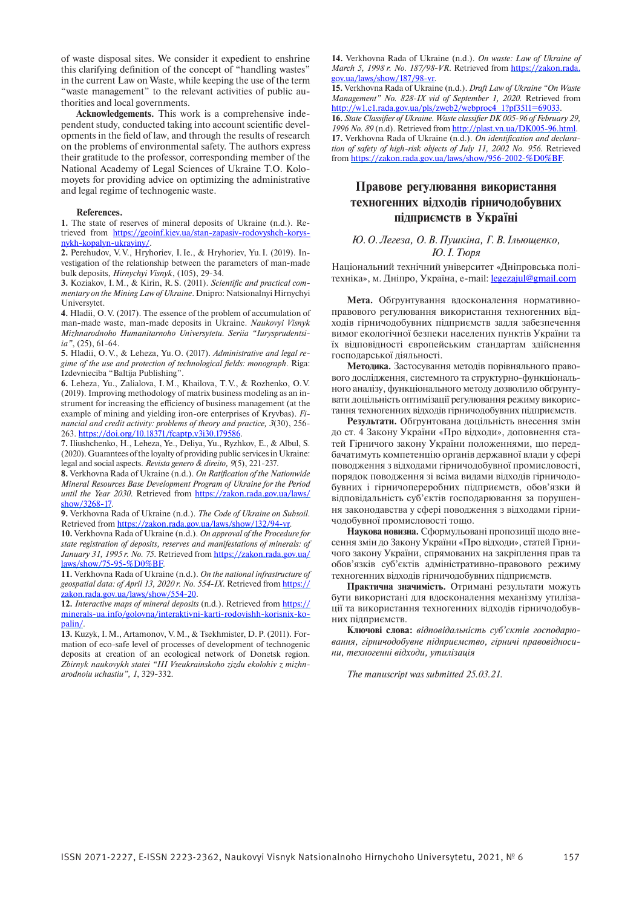of waste disposal sites. We consider it expedient to enshrine this clarifying definition of the concept of "handling wastes" in the current Law on Waste, while keeping the use of the term "waste management" to the relevant activities of public authorities and local governments.

**Acknowledgements.** This work is a comprehensive independent study, conducted taking into account scientific developments in the field of law, and through the results of research on the problems of environmental safety. The authors express their gratitude to the professor, corresponding member of the National Academy of Legal Sciences of Ukraine T.O. Kolomoyets for providing advice on optimizing the administrative and legal regime of technogenic waste.

**References.**

**1.** The state of reserves of mineral deposits of Ukraine (n.d.). Retrieved from https://geoinf.kiev.ua/stan-zapasiv-rodovyshch-korysnykh-kopalyn-ukrayiny/.

**2.** Perehudov, V.V., Hryhoriev, I.Ie., & Hryhoriev, Yu.I. (2019). Investigation of the relationship between the parameters of man-made bulk deposits, *Hirnychyi Visnyk*, (105), 29-34.

**3.** Koziakov, I.M., & Kirin, R.S. (2011). *Scientific and practical commentary on the Mining Law of Ukraine*. Dnipro: Natsionalnyi Hirnychyi Universytet.

**4.** Hladii, O.V. (2017). The essence of the problem of accumulation of man-made waste, man-made deposits in Ukraine. *Naukovyi Visnyk Mizhnarodnoho Humanitarnoho Universytetu. Seriia "Iurysprudentsiia"*, (25), 61-64.

**5.** Hladii, O.V., & Leheza, Yu.O. (2017). *Administrative and legal regime of the use and protection of technological fields: monograph*. Riga: Izdevnieciba "Baltija Publishing".

**6.** Leheza, Yu., Zalialova, I.M., Khailova, T.V., & Rozhenko, O.V. (2019). Improving methodology of matrix business modeling as an instrument for increasing the efficiency of business management (at the example of mining and yielding iron-ore enterprises of Kryvbas). *Financial and credit activity: problems of theory and practice, 3*(30), 256-263. https://doi.org/10.18371/fcaptp.v3i30.179586.

**7.** Iliushchenko, H., Leheza, Ye., Deliya, Yu., Ryzhkov, E., & Albul, S. (2020). Guarantees of the loyalty of providing public services in Ukraine: legal and social aspects. *Revista genero & direito, 9*(5), 221-237.

**8.** Verkhovna Rada of Ukraine (n.d.). *On Ratification of the Nationwide Mineral Resources Base Development Program of Ukraine for the Period until the Year 2030*. Retrieved from https://zakon.rada.gov.ua/laws/show/3268-17.

**9.** Verkhovna Rada of Ukraine (n.d.). *The Code of Ukraine on Subsoil*. Retrieved from https://zakon.rada.gov.ua/laws/show/132/94-vr.

**10.** Verkhovna Rada of Ukraine (n.d.). *On approval of the Procedure for state registration of deposits, reserves and manifestations of minerals: of January 31, 1995 r. No. 75*. Retrieved from https://zakon.rada.gov.ua/laws/show/75-95-%D0%BF.

**11.** Verkhovna Rada of Ukraine (n.d.). *On the national infrastructure of geospatial data: of April 13, 2020 r. No. 554-IX*. Retrieved from https://zakon.rada.gov.ua/laws/show/554-20.

**12.** *Interactive maps of mineral deposits* (n.d.). Retrieved from https://minerals-ua.info/golovna/interaktivni-karti-rodovishh-korisnix-kopalin/.

**13.** Kuzyk, I.M., Artamonov, V.M., & Tsekhmister, D.P. (2011). Formation of eco-safe level of processes of development of technogenic deposits at creation of an ecological network of Donetsk region. *Zbirnyk naukovykh statei "III Vseukrainskoho zizdu ekolohiv z mizhnarodnoiu uchastiu", 1*, 329-332.

**14.** Verkhovna Rada of Ukraine (n.d.). *On waste: Law of Ukraine of March 5, 1998 r. No. 187/98-VR*. Retrieved from https://zakon.rada.gov.ua/laws/show/187/98-vr.

**15.** Verkhovna Rada of Ukraine (n.d.). *Draft Law of Ukraine "On Waste Management" No. 828-IX vid of September 1, 2020*. Retrieved from http://w1.c1.rada.gov.ua/pls/zweb2/webproc4_1?pf3511=69033.

**16.** *State Classifier of Ukraine. Waste classifier DK 005-96 of February 29, 1996 No. 89* (n.d.). Retrieved from http://plast.vn.ua/DK005-96.html.

**17.** Verkhovna Rada of Ukraine (n.d.). *On identification and declaration of safety of high-risk objects of July 11, 2002 No. 956*. Retrieved from https://zakon.rada.gov.ua/laws/show/956-2002-%D0%BF.

## Правове регулювання використання техногенних відходів гірничодобувних підприємств в Україні

*Ю.О. Легеза, О.В. Пушкіна, Г.В. Ільющенко, Ю.І. Тюря*

Національний технічний університет «Дніпровська політехніка», м. Дніпро, Україна, e-mail: legezajul@gmail.com

**Мета.** Обґрунтування вдосконалення нормативно-правового регулювання використання техногенних відходів гірничодобувних підприємств задля забезпечення вимог екологічної безпеки населених пунктів України та їх відповідності європейським стандартам здійснення господарської діяльності.

**Методика.** Застосування методів порівняльного правового дослідження, системного та структурно-функціонального аналізу, функціонального методу дозволило обґрунтувати доцільність оптимізації регулювання режиму використання техногенних відходів гірничодобувних підприємств.

**Результати.** Обґрунтована доцільність внесення змін до ст. 4 Закону України «Про відходи», доповнення статей Гірничого закону України положеннями, що передбачатимуть компетенцію органів державної влади у сфері поводження з відходами гірничодобувної промисловості, порядок поводження зі всіма видами відходів гірничодобувних і гірничопереробних підприємств, обов'язки й відповідальність суб'єктів господарювання за порушення законодавства у сфері поводження з відходами гірничодобувної промисловості тощо.

**Наукова новизна.** Сформульовані пропозиції щодо внесення змін до Закону України «Про відходи», статей Гірничого закону України, спрямованих на закріплення прав та обов'язків суб'єктів адміністративно-правового режиму техногенних відходів гірничодобувних підприємств.

**Практична значимість.** Отримані результати можуть бути використані для вдосконалення механізму утилізації та використання техногенних відходів гірничодобувних підприємств.

**Ключові слова:** *відповідальність суб'єктів господарювання, гірничодобувне підприємство, гірничі правовідносини, техногенні відходи, утилізація*

*The manuscript was submitted 25.03.21.*